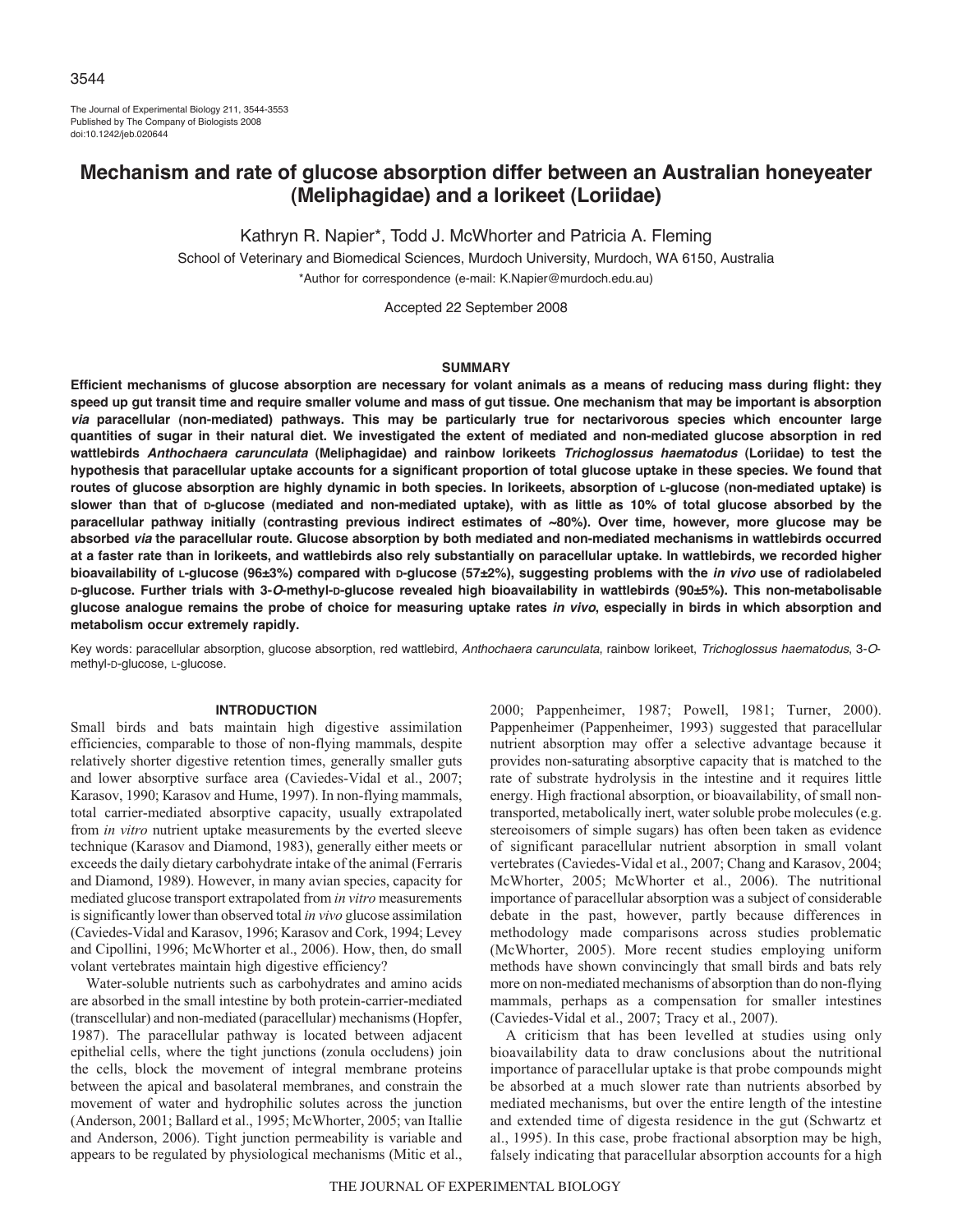# Mechanism and rate of glucose absorption differ between an Australian honeyeater (Meliphagidae) and a lorikeet (Loriidae)

Kathryn R. Napier*, Todd J. McWhorter and Patricia A. Fleming

School of Veterinary and Biomedical Sciences, Murdoch University, Murdoch, WA 6150, Australia

*Author for correspondence (e-mail: K.Napier@murdoch.edu.au)

Accepted 22 September 2008

## SUMMARY

**Efficient mechanisms of glucose absorption are necessary for volant animals as a means of reducing mass during flight: they speed up gut transit time and require smaller volume and mass of gut tissue. One mechanism that may be important is absorption *via* paracellular (non-mediated) pathways. This may be particularly true for nectarivorous species which encounter large quantities of sugar in their natural diet. We investigated the extent of mediated and non-mediated glucose absorption in red wattlebirds *Anthochaera carunculata* (Meliphagidae) and rainbow lorikeets *Trichoglossus haematodus* (Loriidae) to test the hypothesis that paracellular uptake accounts for a significant proportion of total glucose uptake in these species. We found that routes of glucose absorption are highly dynamic in both species. In lorikeets, absorption of L-glucose (non-mediated uptake) is slower than that of D-glucose (mediated and non-mediated uptake), with as little as 10% of total glucose absorbed by the paracellular pathway initially (contrasting previous indirect estimates of ~80%). Over time, however, more glucose may be absorbed *via* the paracellular route. Glucose absorption by both mediated and non-mediated mechanisms in wattlebirds occurred at a faster rate than in lorikeets, and wattlebirds also rely substantially on paracellular uptake. In wattlebirds, we recorded higher bioavailability of L-glucose (96±3%) compared with D-glucose (57±2%), suggesting problems with the *in vivo* use of radiolabeled D-glucose. Further trials with 3-*O*-methyl-D-glucose revealed high bioavailability in wattlebirds (90±5%). This non-metabolisable glucose analogue remains the probe of choice for measuring uptake rates *in vivo*, especially in birds in which absorption and metabolism occur extremely rapidly.**

Key words: paracellular absorption, glucose absorption, red wattlebird, *Anthochaera carunculata*, rainbow lorikeet, *Trichoglossus haematodus*, 3-*O*-methyl-D-glucose, L-glucose.

## INTRODUCTION

Small birds and bats maintain high digestive assimilation efficiencies, comparable to those of non-flying mammals, despite relatively shorter digestive retention times, generally smaller guts and lower absorptive surface area (Caviedes-Vidal et al., 2007; Karasov, 1990; Karasov and Hume, 1997). In non-flying mammals, total carrier-mediated absorptive capacity, usually extrapolated from *in vitro* nutrient uptake measurements by the everted sleeve technique (Karasov and Diamond, 1983), generally either meets or exceeds the daily dietary carbohydrate intake of the animal (Ferraris and Diamond, 1989). However, in many avian species, capacity for mediated glucose transport extrapolated from *in vitro* measurements is significantly lower than observed total *in vivo* glucose assimilation (Caviedes-Vidal and Karasov, 1996; Karasov and Cork, 1994; Levey and Cipollini, 1996; McWhorter et al., 2006). How, then, do small volant vertebrates maintain high digestive efficiency?

Water-soluble nutrients such as carbohydrates and amino acids are absorbed in the small intestine by both protein-carrier-mediated (transcellular) and non-mediated (paracellular) mechanisms (Hopfer, 1987). The paracellular pathway is located between adjacent epithelial cells, where the tight junctions (zonula occludens) join the cells, block the movement of integral membrane proteins between the apical and basolateral membranes, and constrain the movement of water and hydrophilic solutes across the junction (Anderson, 2001; Ballard et al., 1995; McWhorter, 2005; van Itallie and Anderson, 2006). Tight junction permeability is variable and appears to be regulated by physiological mechanisms (Mitic et al., 2000; Pappenheimer, 1987; Powell, 1981; Turner, 2000). Pappenheimer (Pappenheimer, 1993) suggested that paracellular nutrient absorption may offer a selective advantage because it provides non-saturating absorptive capacity that is matched to the rate of substrate hydrolysis in the intestine and it requires little energy. High fractional absorption, or bioavailability, of small non-transported, metabolically inert, water soluble probe molecules (e.g. stereoisomers of simple sugars) has often been taken as evidence of significant paracellular nutrient absorption in small volant vertebrates (Caviedes-Vidal et al., 2007; Chang and Karasov, 2004; McWhorter, 2005; McWhorter et al., 2006). The nutritional importance of paracellular absorption was a subject of considerable debate in the past, however, partly because differences in methodology made comparisons across studies problematic (McWhorter, 2005). More recent studies employing uniform methods have shown convincingly that small birds and bats rely more on non-mediated mechanisms of absorption than do non-flying mammals, perhaps as a compensation for smaller intestines (Caviedes-Vidal et al., 2007; Tracy et al., 2007).

A criticism that has been levelled at studies using only bioavailability data to draw conclusions about the nutritional importance of paracellular uptake is that probe compounds might be absorbed at a much slower rate than nutrients absorbed by mediated mechanisms, but over the entire length of the intestine and extended time of digesta residence in the gut (Schwartz et al., 1995). In this case, probe fractional absorption may be high, falsely indicating that paracellular absorption accounts for a high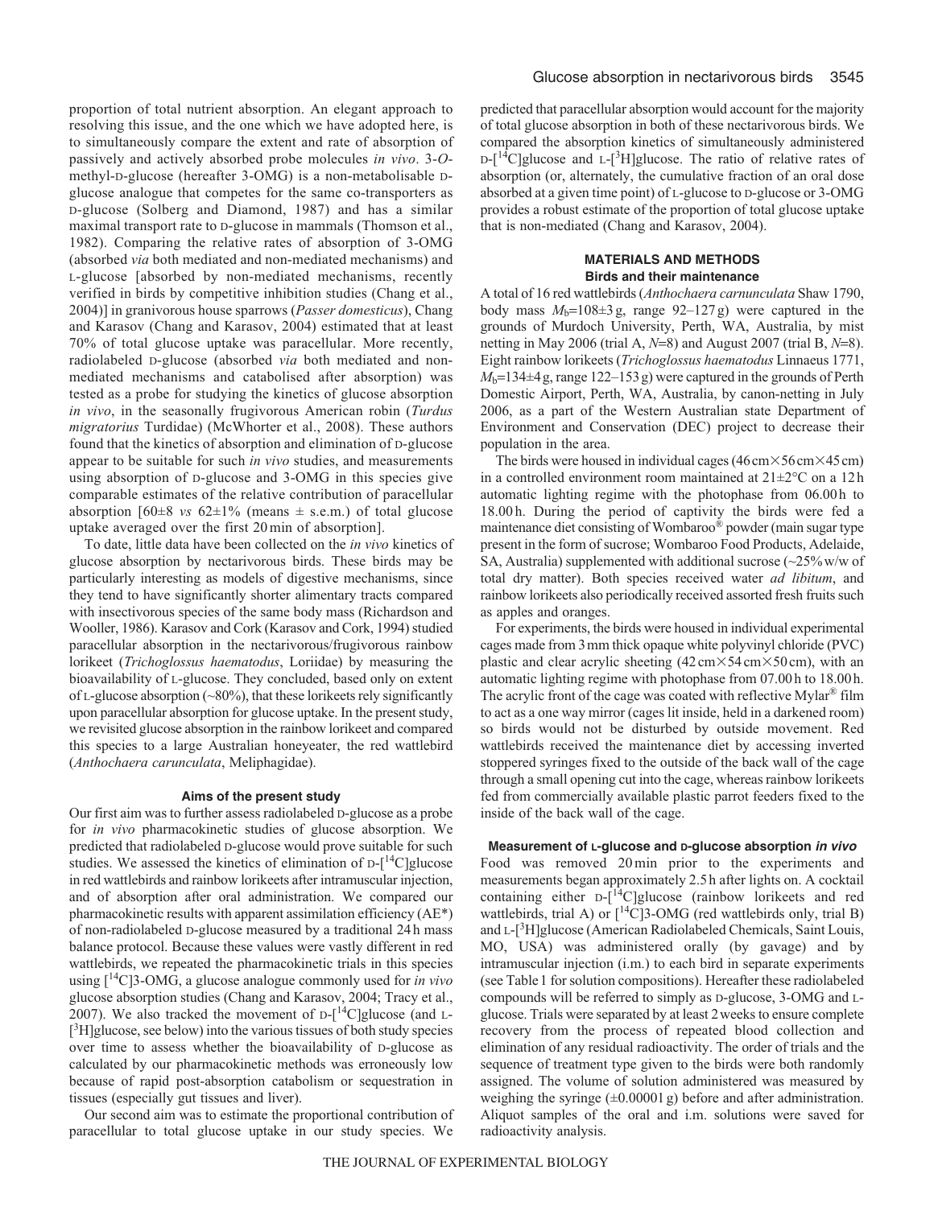proportion of total nutrient absorption. An elegant approach to resolving this issue, and the one which we have adopted here, is to simultaneously compare the extent and rate of absorption of passively and actively absorbed probe molecules *in vivo*. 3-*O*-methyl-D-glucose (hereafter 3-OMG) is a non-metabolisable D-glucose analogue that competes for the same co-transporters as D-glucose (Solberg and Diamond, 1987) and has a similar maximal transport rate to D-glucose in mammals (Thomson et al., 1982). Comparing the relative rates of absorption of 3-OMG (absorbed *via* both mediated and non-mediated mechanisms) and L-glucose [absorbed by non-mediated mechanisms, recently verified in birds by competitive inhibition studies (Chang et al., 2004)] in granivorous house sparrows (*Passer domesticus*), Chang and Karasov (Chang and Karasov, 2004) estimated that at least 70% of total glucose uptake was paracellular. More recently, radiolabeled D-glucose (absorbed *via* both mediated and non-mediated mechanisms and catabolised after absorption) was tested as a probe for studying the kinetics of glucose absorption *in vivo*, in the seasonally frugivorous American robin (*Turdus migratorius* Turdidae) (McWhorter et al., 2008). These authors found that the kinetics of absorption and elimination of D-glucose appear to be suitable for such *in vivo* studies, and measurements using absorption of D-glucose and 3-OMG in this species give comparable estimates of the relative contribution of paracellular absorption [60±8 *vs* 62±1% (means ± s.e.m.) of total glucose uptake averaged over the first 20 min of absorption].

To date, little data have been collected on the *in vivo* kinetics of glucose absorption by nectarivorous birds. These birds may be particularly interesting as models of digestive mechanisms, since they tend to have significantly shorter alimentary tracts compared with insectivorous species of the same body mass (Richardson and Wooller, 1986). Karasov and Cork (Karasov and Cork, 1994) studied paracellular absorption in the nectarivorous/frugivorous rainbow lorikeet (*Trichoglossus haematodus*, Loriidae) by measuring the bioavailability of L-glucose. They concluded, based only on extent of L-glucose absorption (~80%), that these lorikeets rely significantly upon paracellular absorption for glucose uptake. In the present study, we revisited glucose absorption in the rainbow lorikeet and compared this species to a large Australian honeyeater, the red wattlebird (*Anthochaera carunculata*, Meliphagidae).

### Aims of the present study

Our first aim was to further assess radiolabeled D-glucose as a probe for *in vivo* pharmacokinetic studies of glucose absorption. We predicted that radiolabeled D-glucose would prove suitable for such studies. We assessed the kinetics of elimination of D-[$^{14}$C]glucose in red wattlebirds and rainbow lorikeets after intramuscular injection, and of absorption after oral administration. We compared our pharmacokinetic results with apparent assimilation efficiency (AE*) of non-radiolabeled D-glucose measured by a traditional 24 h mass balance protocol. Because these values were vastly different in red wattlebirds, we repeated the pharmacokinetic trials in this species using [$^{14}$C]3-OMG, a glucose analogue commonly used for *in vivo* glucose absorption studies (Chang and Karasov, 2004; Tracy et al., 2007). We also tracked the movement of D-[$^{14}$C]glucose (and L-[$^{3}$H]glucose, see below) into the various tissues of both study species over time to assess whether the bioavailability of D-glucose as calculated by our pharmacokinetic methods was erroneously low because of rapid post-absorption catabolism or sequestration in tissues (especially gut tissues and liver).

Our second aim was to estimate the proportional contribution of paracellular to total glucose uptake in our study species. We predicted that paracellular absorption would account for the majority of total glucose absorption in both of these nectarivorous birds. We compared the absorption kinetics of simultaneously administered D-[$^{14}$C]glucose and L-[$^{3}$H]glucose. The ratio of relative rates of absorption (or, alternately, the cumulative fraction of an oral dose absorbed at a given time point) of L-glucose to D-glucose or 3-OMG provides a robust estimate of the proportion of total glucose uptake that is non-mediated (Chang and Karasov, 2004).

## MATERIALS AND METHODS

### Birds and their maintenance

A total of 16 red wattlebirds (*Anthochaera carnunculata* Shaw 1790, body mass $M_b$=108±3 g, range 92–127 g) were captured in the grounds of Murdoch University, Perth, WA, Australia, by mist netting in May 2006 (trial A, *N*=8) and August 2007 (trial B, *N*=8). Eight rainbow lorikeets (*Trichoglossus haematodus* Linnaeus 1771, $M_b$=134±4 g, range 122–153 g) were captured in the grounds of Perth Domestic Airport, Perth, WA, Australia, by canon-netting in July 2006, as a part of the Western Australian state Department of Environment and Conservation (DEC) project to decrease their population in the area.

The birds were housed in individual cages (46 cm×56 cm×45 cm) in a controlled environment room maintained at 21±2°C on a 12 h automatic lighting regime with the photophase from 06.00 h to 18.00 h. During the period of captivity the birds were fed a maintenance diet consisting of Wombaroo® powder (main sugar type present in the form of sucrose; Wombaroo Food Products, Adelaide, SA, Australia) supplemented with additional sucrose (~25% w/w of total dry matter). Both species received water *ad libitum*, and rainbow lorikeets also periodically received assorted fresh fruits such as apples and oranges.

For experiments, the birds were housed in individual experimental cages made from 3 mm thick opaque white polyvinyl chloride (PVC) plastic and clear acrylic sheeting (42 cm×54 cm×50 cm), with an automatic lighting regime with photophase from 07.00 h to 18.00 h. The acrylic front of the cage was coated with reflective Mylar® film to act as a one way mirror (cages lit inside, held in a darkened room) so birds would not be disturbed by outside movement. Red wattlebirds received the maintenance diet by accessing inverted stoppered syringes fixed to the outside of the back wall of the cage through a small opening cut into the cage, whereas rainbow lorikeets fed from commercially available plastic parrot feeders fixed to the inside of the back wall of the cage.

### Measurement of L-glucose and D-glucose absorption *in vivo*

Food was removed 20 min prior to the experiments and measurements began approximately 2.5 h after lights on. A cocktail containing either D-[$^{14}$C]glucose (rainbow lorikeets and red wattlebirds, trial A) or [$^{14}$C]3-OMG (red wattlebirds only, trial B) and L-[$^{3}$H]glucose (American Radiolabeled Chemicals, Saint Louis, MO, USA) was administered orally (by gavage) and by intramuscular injection (i.m.) to each bird in separate experiments (see Table 1 for solution compositions). Hereafter these radiolabeled compounds will be referred to simply as D-glucose, 3-OMG and L-glucose. Trials were separated by at least 2 weeks to ensure complete recovery from the process of repeated blood collection and elimination of any residual radioactivity. The order of trials and the sequence of treatment type given to the birds were both randomly assigned. The volume of solution administered was measured by weighing the syringe (±0.00001 g) before and after administration. Aliquot samples of the oral and i.m. solutions were saved for radioactivity analysis.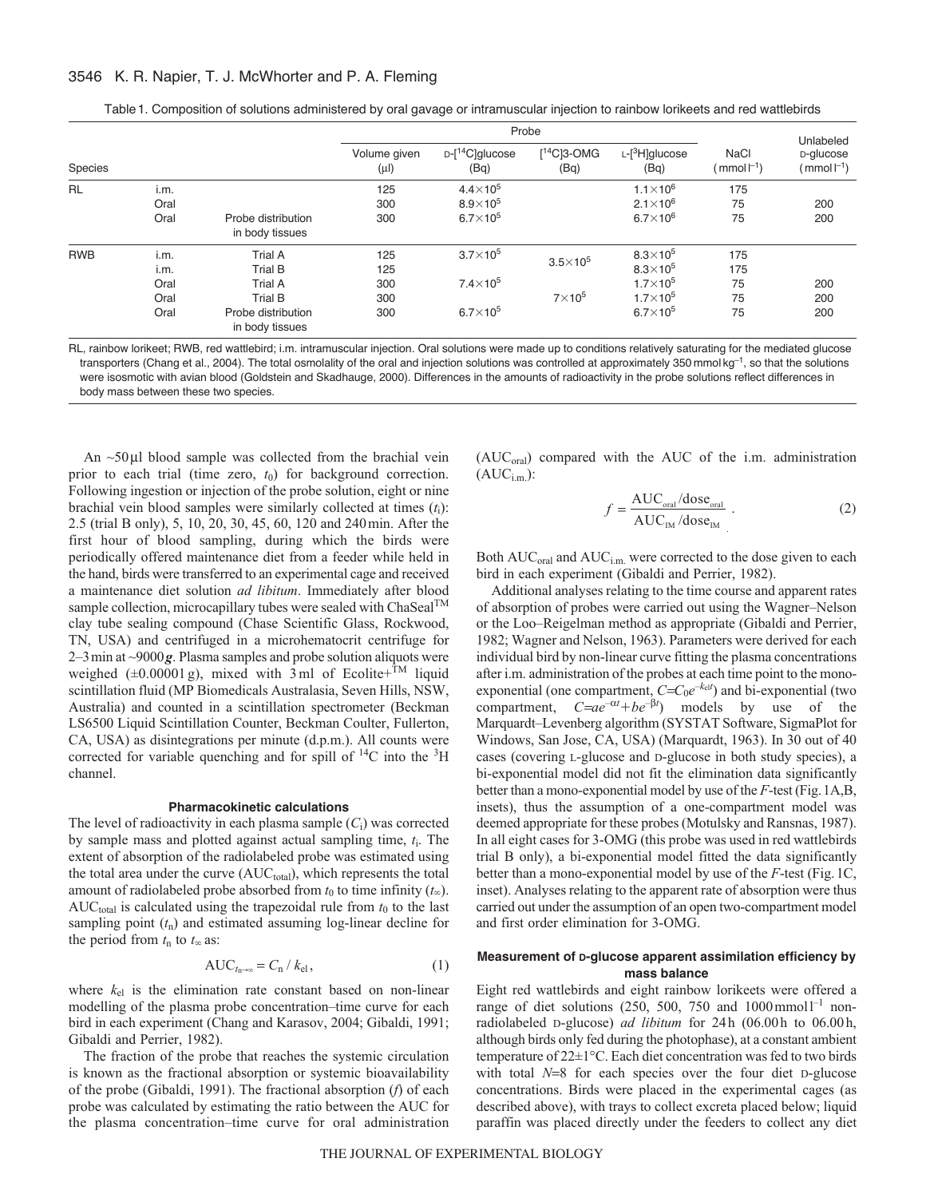Table 1. Composition of solutions administered by oral gavage or intramuscular injection to rainbow lorikeets and red wattlebirds

| Species | | | Probe | | | | | Unlabeled |
|---|---|---|---|---|---|---|---|---|
| | | | Volume given (μl) | D-[$^{14}$C]glucose (Bq) | [$^{14}$C]3-OMG (Bq) | L-[$^{3}$H]glucose (Bq) | NaCl (mmol l$^{-1}$) | D-glucose (mmol l$^{-1}$) |
| RL | i.m. | | 125 | $4.4\times10^5$ | | $1.1\times10^6$ | 175 | |
| | Oral | | 300 | $8.9\times10^5$ | | $2.1\times10^6$ | 75 | 200 |
| | Oral | Probe distribution in body tissues | 300 | $6.7\times10^5$ | | $6.7\times10^6$ | 75 | 200 |
| RWB | i.m. | Trial A | 125 | $3.7\times10^5$ | | $8.3\times10^5$ | 175 | |
| | i.m. | Trial B | 125 | | $3.5\times10^5$ | $8.3\times10^5$ | 175 | |
| | Oral | Trial A | 300 | $7.4\times10^5$ | | $1.7\times10^5$ | 75 | 200 |
| | Oral | Trial B | 300 | | $7\times10^5$ | $1.7\times10^5$ | 75 | 200 |
| | Oral | Probe distribution in body tissues | 300 | $6.7\times10^5$ | | $6.7\times10^5$ | 75 | 200 |

RL, rainbow lorikeet; RWB, red wattlebird; i.m. intramuscular injection. Oral solutions were made up to conditions relatively saturating for the mediated glucose transporters (Chang et al., 2004). The total osmolality of the oral and injection solutions was controlled at approximately 350 mmol kg$^{-1}$, so that the solutions were isosmotic with avian blood (Goldstein and Skadhauge, 2000). Differences in the amounts of radioactivity in the probe solutions reflect differences in body mass between these two species.

An ~50 μl blood sample was collected from the brachial vein prior to each trial (time zero, $t_0$) for background correction. Following ingestion or injection of the probe solution, eight or nine brachial vein blood samples were similarly collected at times ($t_i$): 2.5 (trial B only), 5, 10, 20, 30, 45, 60, 120 and 240 min. After the first hour of blood sampling, during which the birds were periodically offered maintenance diet from a feeder while held in the hand, birds were transferred to an experimental cage and received a maintenance diet solution *ad libitum*. Immediately after blood sample collection, microcapillary tubes were sealed with ChaSeal™ clay tube sealing compound (Chase Scientific Glass, Rockwood, TN, USA) and centrifuged in a microhematocrit centrifuge for 2–3 min at ~9000 ***g***. Plasma samples and probe solution aliquots were weighed (±0.00001 g), mixed with 3 ml of Ecolite+™ liquid scintillation fluid (MP Biomedicals Australasia, Seven Hills, NSW, Australia) and counted in a scintillation spectrometer (Beckman LS6500 Liquid Scintillation Counter, Beckman Coulter, Fullerton, CA, USA) as disintegrations per minute (d.p.m.). All counts were corrected for variable quenching and for spill of $^{14}$C into the $^{3}$H channel.

### Pharmacokinetic calculations

The level of radioactivity in each plasma sample ($C_i$) was corrected by sample mass and plotted against actual sampling time, $t_i$. The extent of absorption of the radiolabeled probe was estimated using the total area under the curve ($AUC_{total}$), which represents the total amount of radiolabeled probe absorbed from $t_0$ to time infinity ($t_\infty$). $AUC_{total}$ is calculated using the trapezoidal rule from $t_0$ to the last sampling point ($t_n$) and estimated assuming log-linear decline for the period from $t_n$ to $t_\infty$ as:

$$AUC_{t_n\rightarrow\infty} = C_n / k_{el}\,, \tag{1}$$

where $k_{el}$ is the elimination rate constant based on non-linear modelling of the plasma probe concentration–time curve for each bird in each experiment (Chang and Karasov, 2004; Gibaldi, 1991; Gibaldi and Perrier, 1982).

The fraction of the probe that reaches the systemic circulation is known as the fractional absorption or systemic bioavailability of the probe (Gibaldi, 1991). The fractional absorption ($f$) of each probe was calculated by estimating the ratio between the AUC for the plasma concentration–time curve for oral administration ($AUC_{oral}$) compared with the AUC of the i.m. administration ($AUC_{i.m.}$):

$$f = \frac{AUC_{oral}/dose_{oral}}{AUC_{IM}/dose_{IM}}\,. \tag{2}$$

Both $AUC_{oral}$ and $AUC_{i.m.}$ were corrected to the dose given to each bird in each experiment (Gibaldi and Perrier, 1982).

Additional analyses relating to the time course and apparent rates of absorption of probes were carried out using the Wagner–Nelson or the Loo–Reigelman method as appropriate (Gibaldi and Perrier, 1982; Wagner and Nelson, 1963). Parameters were derived for each individual bird by non-linear curve fitting the plasma concentrations after i.m. administration of the probes at each time point to the mono-exponential (one compartment, $C=C_0e^{-k_{el}t}$) and bi-exponential (two compartment, $C=ae^{-\alpha t}+be^{-\beta t}$) models by use of the Marquardt–Levenberg algorithm (SYSTAT Software, SigmaPlot for Windows, San Jose, CA, USA) (Marquardt, 1963). In 30 out of 40 cases (covering L-glucose and D-glucose in both study species), a bi-exponential model did not fit the elimination data significantly better than a mono-exponential model by use of the *F*-test (Fig. 1A,B, insets), thus the assumption of a one-compartment model was deemed appropriate for these probes (Motulsky and Ransnas, 1987). In all eight cases for 3-OMG (this probe was used in red wattlebirds trial B only), a bi-exponential model fitted the data significantly better than a mono-exponential model by use of the *F*-test (Fig. 1C, inset). Analyses relating to the apparent rate of absorption were thus carried out under the assumption of an open two-compartment model and first order elimination for 3-OMG.

### Measurement of D-glucose apparent assimilation efficiency by mass balance

Eight red wattlebirds and eight rainbow lorikeets were offered a range of diet solutions (250, 500, 750 and 1000 mmol l$^{-1}$ non-radiolabeled D-glucose) *ad libitum* for 24 h (06.00 h to 06.00 h, although birds only fed during the photophase), at a constant ambient temperature of 22±1°C. Each diet concentration was fed to two birds with total $N$=8 for each species over the four diet D-glucose concentrations. Birds were placed in the experimental cages (as described above), with trays to collect excreta placed below; liquid paraffin was placed directly under the feeders to collect any diet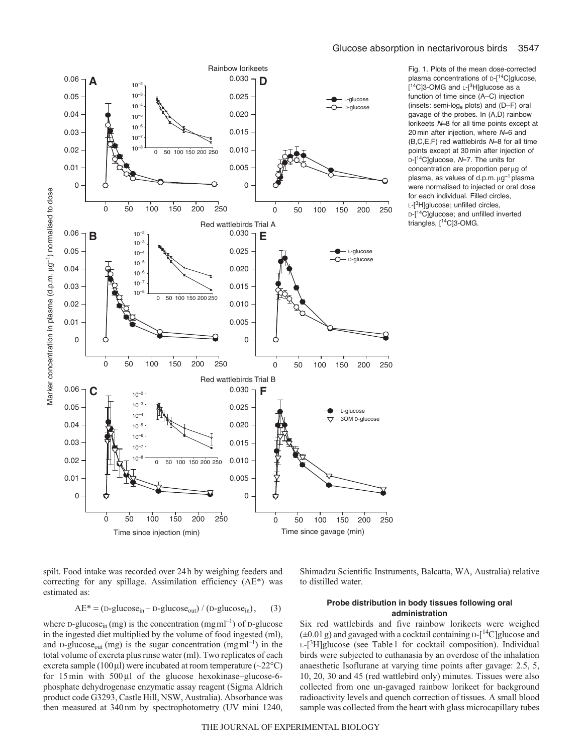Fig. 1. Plots of the mean dose-corrected plasma concentrations of D-[[14]C]glucose, [[14]C]3-OMG and L-[[3]H]glucose as a function of time since (A–C) injection (insets: semi-$\log_e$ plots) and (D–F) oral gavage of the probes. In (A,D) rainbow lorikeets $N$=8 for all time points except at 20 min after injection, where $N$=6 and (B,C,E,F) red wattlebirds $N$=8 for all time points except at 30 min after injection of D-[[14]C]glucose, $N$=7. The units for concentration are proportion per μg of plasma, as values of d.p.m. $\mu g^{-1}$ plasma were normalised to injected or oral dose for each individual. Filled circles, L-[[3]H]glucose; unfilled circles, D-[[14]C]glucose; and unfilled inverted triangles, [[14]C]3-OMG.

spilt. Food intake was recorded over 24 h by weighing feeders and correcting for any spillage. Assimilation efficiency (AE*) was estimated as:

$$AE^* = (\text{D-glucose}_{in} - \text{D-glucose}_{out}) / (\text{D-glucose}_{in}), \qquad (3)$$

where D-glucose$_{in}$ (mg) is the concentration (mg $ml^{-1}$) of D-glucose in the ingested diet multiplied by the volume of food ingested (ml), and D-glucose$_{out}$ (mg) is the sugar concentration (mg $ml^{-1}$) in the total volume of excreta plus rinse water (ml). Two replicates of each excreta sample (100 μl) were incubated at room temperature (~22°C) for 15 min with 500 μl of the glucose hexokinase–glucose-6-phosphate dehydrogenase enzymatic assay reagent (Sigma Aldrich product code G3293, Castle Hill, NSW, Australia). Absorbance was then measured at 340 nm by spectrophotometry (UV mini 1240, Shimadzu Scientific Instruments, Balcatta, WA, Australia) relative to distilled water.

### Probe distribution in body tissues following oral administration

Six red wattlebirds and five rainbow lorikeets were weighed (±0.01 g) and gavaged with a cocktail containing D-[[14]C]glucose and L-[[3]H]glucose (see Table 1 for cocktail composition). Individual birds were subjected to euthanasia by an overdose of the inhalation anaesthetic Isoflurane at varying time points after gavage: 2.5, 5, 10, 20, 30 and 45 (red wattlebird only) minutes. Tissues were also collected from one un-gavaged rainbow lorikeet for background radioactivity levels and quench correction of tissues. A small blood sample was collected from the heart with glass microcapillary tubes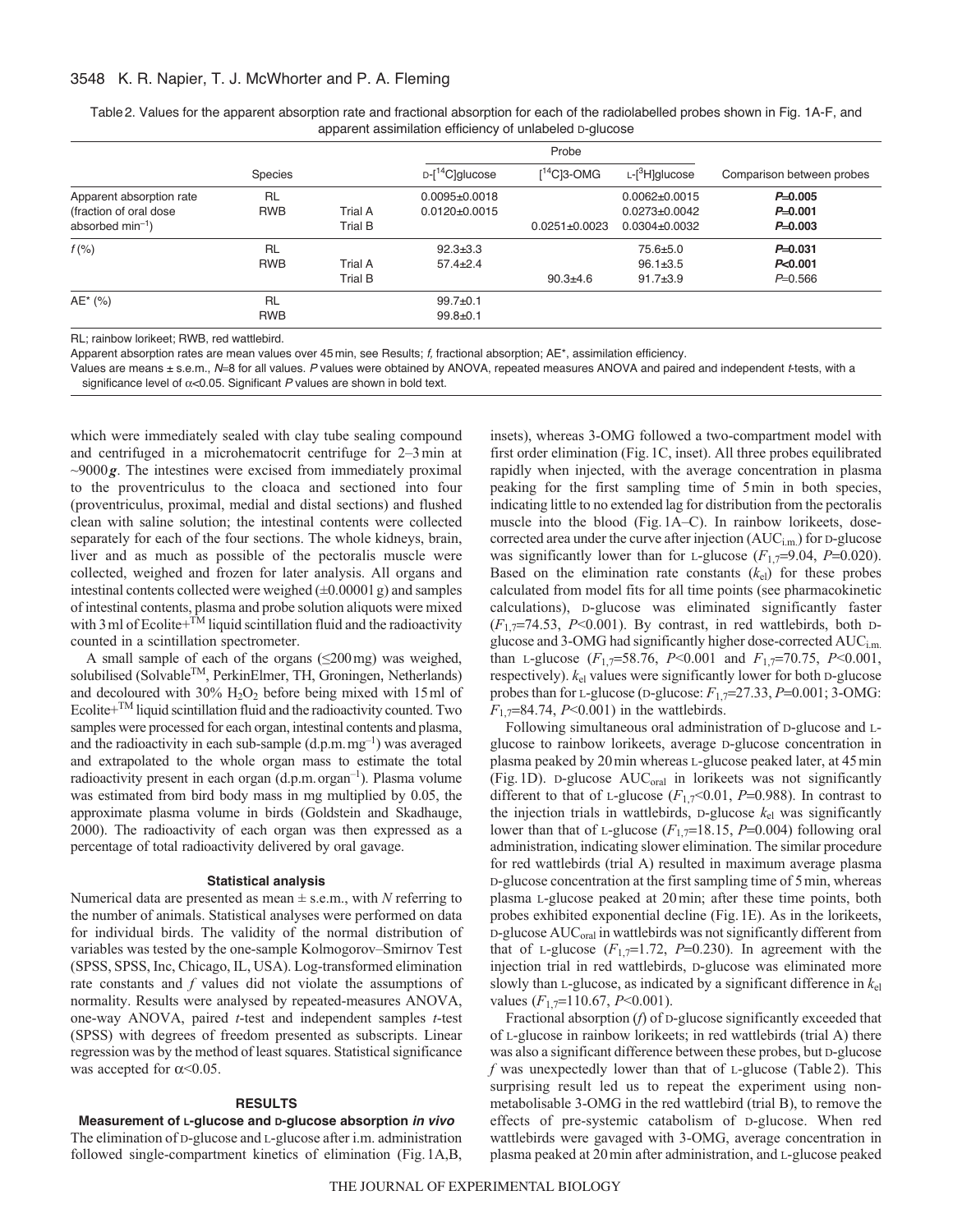Table 2. Values for the apparent absorption rate and fractional absorption for each of the radiolabelled probes shown in Fig. 1A-F, and apparent assimilation efficiency of unlabeled D-glucose

| | Species | | Probe | | | Comparison between probes |
|---|---|---|---|---|---|---|
| | | | D-[$^{14}$C]glucose | [$^{14}$C]3-OMG | L-[$^{3}$H]glucose | |
| Apparent absorption rate (fraction of oral dose absorbed min$^{-1}$) | RL | | 0.0095±0.0018 | | 0.0062±0.0015 | **$P$=0.005** |
| | RWB | Trial A | 0.0120±0.0015 | | 0.0273±0.0042 | **$P$=0.001** |
| | | Trial B | | 0.0251±0.0023 | 0.0304±0.0032 | **$P$=0.003** |
| $f$ (%) | RL | | 92.3±3.3 | | 75.6±5.0 | **$P$=0.031** |
| | RWB | Trial A | 57.4±2.4 | | 96.1±3.5 | **$P$<0.001** |
| | | Trial B | | 90.3±4.6 | 91.7±3.9 | $P$=0.566 |
| AE* (%) | RL | | 99.7±0.1 | | | |
| | RWB | | 99.8±0.1 | | | |

RL; rainbow lorikeet; RWB, red wattlebird.

Apparent absorption rates are mean values over 45 min, see Results; $f$, fractional absorption; AE*, assimilation efficiency.

Values are means ± s.e.m., $N$=8 for all values. $P$ values were obtained by ANOVA, repeated measures ANOVA and paired and independent $t$-tests, with a significance level of $\alpha$<0.05. Significant $P$ values are shown in bold text.

which were immediately sealed with clay tube sealing compound and centrifuged in a microhematocrit centrifuge for 2–3 min at ~9000 $g$. The intestines were excised from immediately proximal to the proventriculus to the cloaca and sectioned into four (proventriculus, proximal, medial and distal sections) and flushed clean with saline solution; the intestinal contents were collected separately for each of the four sections. The whole kidneys, brain, liver and as much as possible of the pectoralis muscle were collected, weighed and frozen for later analysis. All organs and intestinal contents collected were weighed (±0.00001 g) and samples of intestinal contents, plasma and probe solution aliquots were mixed with 3 ml of Ecolite+™ liquid scintillation fluid and the radioactivity counted in a scintillation spectrometer.

A small sample of each of the organs (≤200 mg) was weighed, solubilised (Solvable™, PerkinElmer, TH, Groningen, Netherlands) and decoloured with 30% $H_2O_2$ before being mixed with 15 ml of Ecolite+™ liquid scintillation fluid and the radioactivity counted. Two samples were processed for each organ, intestinal contents and plasma, and the radioactivity in each sub-sample (d.p.m. mg$^{-1}$) was averaged and extrapolated to the whole organ mass to estimate the total radioactivity present in each organ (d.p.m. organ$^{-1}$). Plasma volume was estimated from bird body mass in mg multiplied by 0.05, the approximate plasma volume in birds (Goldstein and Skadhauge, 2000). The radioactivity of each organ was then expressed as a percentage of total radioactivity delivered by oral gavage.

### Statistical analysis

Numerical data are presented as mean ± s.e.m., with $N$ referring to the number of animals. Statistical analyses were performed on data for individual birds. The validity of the normal distribution of variables was tested by the one-sample Kolmogorov–Smirnov Test (SPSS, SPSS, Inc, Chicago, IL, USA). Log-transformed elimination rate constants and $f$ values did not violate the assumptions of normality. Results were analysed by repeated-measures ANOVA, one-way ANOVA, paired $t$-test and independent samples $t$-test (SPSS) with degrees of freedom presented as subscripts. Linear regression was by the method of least squares. Statistical significance was accepted for $\alpha$<0.05.

## RESULTS

### Measurement of L-glucose and D-glucose absorption *in vivo*

The elimination of D-glucose and L-glucose after i.m. administration followed single-compartment kinetics of elimination (Fig. 1A,B, insets), whereas 3-OMG followed a two-compartment model with first order elimination (Fig. 1C, inset). All three probes equilibrated rapidly when injected, with the average concentration in plasma peaking for the first sampling time of 5 min in both species, indicating little to no extended lag for distribution from the pectoralis muscle into the blood (Fig. 1A–C). In rainbow lorikeets, dose-corrected area under the curve after injection ($AUC_{i.m.}$) for D-glucose was significantly lower than for L-glucose ($F_{1,7}$=9.04, $P$=0.020). Based on the elimination rate constants ($k_{el}$) for these probes calculated from model fits for all time points (see pharmacokinetic calculations), D-glucose was eliminated significantly faster ($F_{1,7}$=74.53, $P$<0.001). By contrast, in red wattlebirds, both D-glucose and 3-OMG had significantly higher dose-corrected $AUC_{i.m.}$ than L-glucose ($F_{1,7}$=58.76, $P$<0.001 and $F_{1,7}$=70.75, $P$<0.001, respectively). $k_{el}$ values were significantly lower for both D-glucose probes than for L-glucose (D-glucose: $F_{1,7}$=27.33, $P$=0.001; 3-OMG: $F_{1,7}$=84.74, $P$<0.001) in the wattlebirds.

Following simultaneous oral administration of D-glucose and L-glucose to rainbow lorikeets, average D-glucose concentration in plasma peaked by 20 min whereas L-glucose peaked later, at 45 min (Fig. 1D). D-glucose $AUC_{oral}$ in lorikeets was not significantly different to that of L-glucose ($F_{1,7}$<0.01, $P$=0.988). In contrast to the injection trials in wattlebirds, D-glucose $k_{el}$ was significantly lower than that of L-glucose ($F_{1,7}$=18.15, $P$=0.004) following oral administration, indicating slower elimination. The similar procedure for red wattlebirds (trial A) resulted in maximum average plasma D-glucose concentration at the first sampling time of 5 min, whereas plasma L-glucose peaked at 20 min; after these time points, both probes exhibited exponential decline (Fig. 1E). As in the lorikeets, D-glucose $AUC_{oral}$ in wattlebirds was not significantly different from that of L-glucose ($F_{1,7}$=1.72, $P$=0.230). In agreement with the injection trial in red wattlebirds, D-glucose was eliminated more slowly than L-glucose, as indicated by a significant difference in $k_{el}$ values ($F_{1,7}$=110.67, $P$<0.001).

Fractional absorption ($f$) of D-glucose significantly exceeded that of L-glucose in rainbow lorikeets; in red wattlebirds (trial A) there was also a significant difference between these probes, but D-glucose $f$ was unexpectedly lower than that of L-glucose (Table 2). This surprising result led us to repeat the experiment using non-metabolisable 3-OMG in the red wattlebird (trial B), to remove the effects of pre-systemic catabolism of D-glucose. When red wattlebirds were gavaged with 3-OMG, average concentration in plasma peaked at 20 min after administration, and L-glucose peaked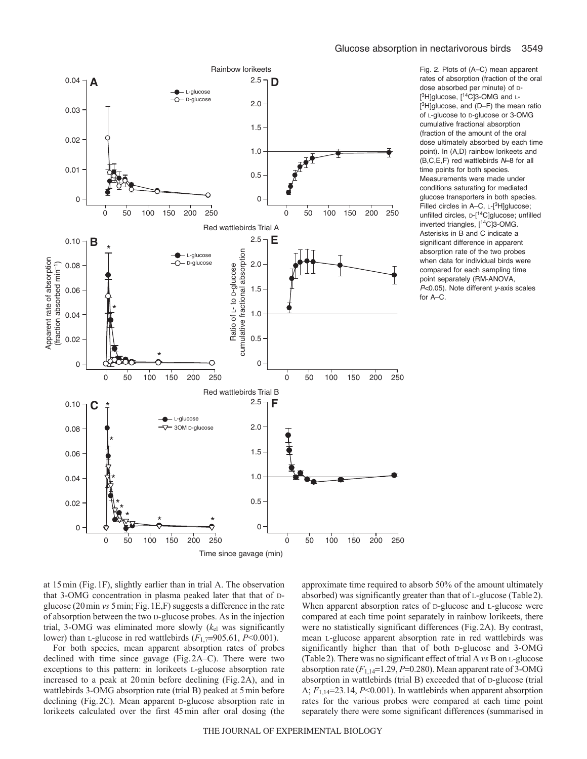Fig. 2. Plots of (A–C) mean apparent rates of absorption (fraction of the oral dose absorbed per minute) of D-[$^{3}$H]glucose, [$^{14}$C]3-OMG and L-[$^{3}$H]glucose, and (D–F) the mean ratio of L-glucose to D-glucose or 3-OMG cumulative fractional absorption (fraction of the amount of the oral dose ultimately absorbed by each time point). In (A,D) rainbow lorikeets and (B,C,E,F) red wattlebirds $N$=8 for all time points for both species. Measurements were made under conditions saturating for mediated glucose transporters in both species. Filled circles in A–C, L-[$^{3}$H]glucose; unfilled circles, D-[$^{14}$C]glucose; unfilled inverted triangles, [$^{14}$C]3-OMG. Asterisks in B and C indicate a significant difference in apparent absorption rate of the two probes when data for individual birds were compared for each sampling time point separately (RM-ANOVA, $P$<0.05). Note different $y$-axis scales for A–C.

at 15 min (Fig. 1F), slightly earlier than in trial A. The observation that 3-OMG concentration in plasma peaked later that that of D-glucose (20 min *vs* 5 min; Fig. 1E,F) suggests a difference in the rate of absorption between the two D-glucose probes. As in the injection trial, 3-OMG was eliminated more slowly ($k_{el}$ was significantly lower) than L-glucose in red wattlebirds ($F_{1,7}$=905.61, $P$<0.001).

For both species, mean apparent absorption rates of probes declined with time since gavage (Fig. 2A–C). There were two exceptions to this pattern: in lorikeets L-glucose absorption rate increased to a peak at 20 min before declining (Fig. 2A), and in wattlebirds 3-OMG absorption rate (trial B) peaked at 5 min before declining (Fig. 2C). Mean apparent D-glucose absorption rate in lorikeets calculated over the first 45 min after oral dosing (the approximate time required to absorb 50% of the amount ultimately absorbed) was significantly greater than that of L-glucose (Table 2). When apparent absorption rates of D-glucose and L-glucose were compared at each time point separately in rainbow lorikeets, there were no statistically significant differences (Fig. 2A). By contrast, mean L-glucose apparent absorption rate in red wattlebirds was significantly higher than that of both D-glucose and 3-OMG (Table 2). There was no significant effect of trial A *vs* B on L-glucose absorption rate ($F_{1,14}$=1.29, $P$=0.280). Mean apparent rate of 3-OMG absorption in wattlebirds (trial B) exceeded that of D-glucose (trial A; $F_{1,14}$=23.14, $P$<0.001). In wattlebirds when apparent absorption rates for the various probes were compared at each time point separately there were some significant differences (summarised in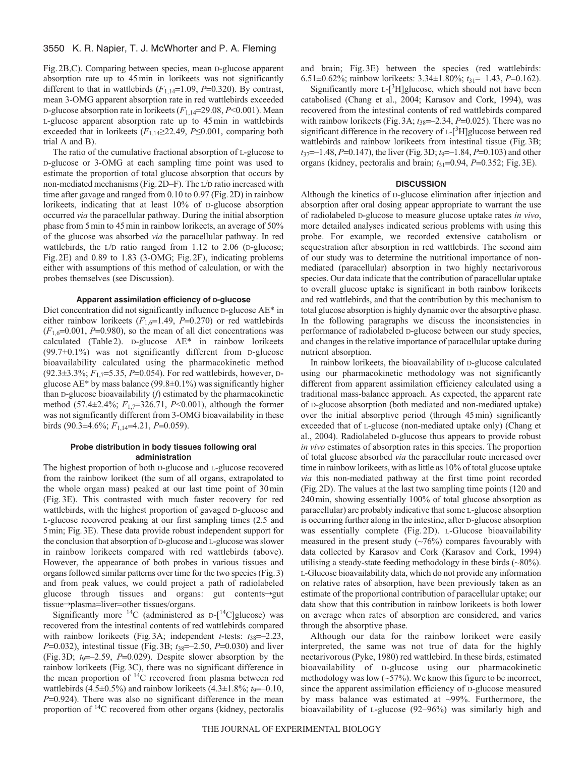Fig. 2B,C). Comparing between species, mean D-glucose apparent absorption rate up to 45 min in lorikeets was not significantly different to that in wattlebirds ($F_{1,14}$=1.09, $P$=0.320). By contrast, mean 3-OMG apparent absorption rate in red wattlebirds exceeded D-glucose absorption rate in lorikeets ($F_{1,14}$=29.08, $P$<0.001). Mean L-glucose apparent absorption rate up to 45 min in wattlebirds exceeded that in lorikeets ($F_{1,14}$≥22.49, $P$≤0.001, comparing both trial A and B).

The ratio of the cumulative fractional absorption of L-glucose to D-glucose or 3-OMG at each sampling time point was used to estimate the proportion of total glucose absorption that occurs by non-mediated mechanisms (Fig. 2D–F). The L/D ratio increased with time after gavage and ranged from 0.10 to 0.97 (Fig. 2D) in rainbow lorikeets, indicating that at least 10% of D-glucose absorption occurred *via* the paracellular pathway. During the initial absorption phase from 5 min to 45 min in rainbow lorikeets, an average of 50% of the glucose was absorbed *via* the paracellular pathway. In red wattlebirds, the L/D ratio ranged from 1.12 to 2.06 (D-glucose; Fig. 2E) and 0.89 to 1.83 (3-OMG; Fig. 2F), indicating problems either with assumptions of this method of calculation, or with the probes themselves (see Discussion).

### Apparent assimilation efficiency of D-glucose

Diet concentration did not significantly influence D-glucose AE* in either rainbow lorikeets ($F_{1,6}$=1.49, $P$=0.270) or red wattlebirds ($F_{1,6}$=0.001, $P$=0.980), so the mean of all diet concentrations was calculated (Table 2). D-glucose AE* in rainbow lorikeets (99.7±0.1%) was not significantly different from D-glucose bioavailability calculated using the pharmacokinetic method (92.3±3.3%; $F_{1,7}$=5.35, $P$=0.054). For red wattlebirds, however, D-glucose AE* by mass balance (99.8±0.1%) was significantly higher than D-glucose bioavailability ($f$) estimated by the pharmacokinetic method (57.4±2.4%; $F_{1,7}$=326.71, $P$<0.001), although the former was not significantly different from 3-OMG bioavailability in these birds (90.3±4.6%; $F_{1,14}$=4.21, $P$=0.059).

### Probe distribution in body tissues following oral administration

The highest proportion of both D-glucose and L-glucose recovered from the rainbow lorikeet (the sum of all organs, extrapolated to the whole organ mass) peaked at our last time point of 30 min (Fig. 3E). This contrasted with much faster recovery for red wattlebirds, with the highest proportion of gavaged D-glucose and L-glucose recovered peaking at our first sampling times (2.5 and 5 min; Fig. 3E). These data provide robust independent support for the conclusion that absorption of D-glucose and L-glucose was slower in rainbow lorikeets compared with red wattlebirds (above). However, the appearance of both probes in various tissues and organs followed similar patterns over time for the two species (Fig. 3) and from peak values, we could project a path of radiolabeled glucose through tissues and organs: gut contents→gut tissue→plasma=liver=other tissues/organs.

Significantly more $^{14}$C (administered as D-[$^{14}$C]glucose) was recovered from the intestinal contents of red wattlebirds compared with rainbow lorikeets (Fig. 3A; independent *t*-tests: $t_{38}$=–2.23, $P$=0.032), intestinal tissue (Fig. 3B; $t_{38}$=–2.50, $P$=0.030) and liver (Fig. 3D; $t_9$=–2.59, $P$=0.029). Despite slower absorption by the rainbow lorikeets (Fig. 3C), there was no significant difference in the mean proportion of $^{14}$C recovered from plasma between red wattlebirds (4.5±0.5%) and rainbow lorikeets (4.3±1.8%; $t_9$=–0.10, $P$=0.924). There was also no significant difference in the mean proportion of $^{14}$C recovered from other organs (kidney, pectoralis and brain; Fig. 3E) between the species (red wattlebirds: 6.51±0.62%; rainbow lorikeets: 3.34±1.80%; $t_{31}$=–1.43, $P$=0.162).

Significantly more L-[$^3$H]glucose, which should not have been catabolised (Chang et al., 2004; Karasov and Cork, 1994), was recovered from the intestinal contents of red wattlebirds compared with rainbow lorikeets (Fig. 3A; $t_{38}$=–2.34, $P$=0.025). There was no significant difference in the recovery of L-[$^3$H]glucose between red wattlebirds and rainbow lorikeets from intestinal tissue (Fig. 3B; $t_{37}$=–1.48, $P$=0.147), the liver (Fig. 3D; $t_9$=–1.84, $P$=0.103) and other organs (kidney, pectoralis and brain; $t_{31}$=0.94, $P$=0.352; Fig. 3E).

## DISCUSSION

Although the kinetics of D-glucose elimination after injection and absorption after oral dosing appear appropriate to warrant the use of radiolabeled D-glucose to measure glucose uptake rates *in vivo*, more detailed analyses indicated serious problems with using this probe. For example, we recorded extensive catabolism or sequestration after absorption in red wattlebirds. The second aim of our study was to determine the nutritional importance of non-mediated (paracellular) absorption in two highly nectarivorous species. Our data indicate that the contribution of paracellular uptake to overall glucose uptake is significant in both rainbow lorikeets and red wattlebirds, and that the contribution by this mechanism to total glucose absorption is highly dynamic over the absorptive phase. In the following paragraphs we discuss the inconsistencies in performance of radiolabeled D-glucose between our study species, and changes in the relative importance of paracellular uptake during nutrient absorption.

In rainbow lorikeets, the bioavailability of D-glucose calculated using our pharmacokinetic methodology was not significantly different from apparent assimilation efficiency calculated using a traditional mass-balance approach. As expected, the apparent rate of D-glucose absorption (both mediated and non-mediated uptake) over the initial absorptive period (through 45 min) significantly exceeded that of L-glucose (non-mediated uptake only) (Chang et al., 2004). Radiolabeled D-glucose thus appears to provide robust *in vivo* estimates of absorption rates in this species. The proportion of total glucose absorbed *via* the paracellular route increased over time in rainbow lorikeets, with as little as 10% of total glucose uptake *via* this non-mediated pathway at the first time point recorded (Fig. 2D). The values at the last two sampling time points (120 and 240 min, showing essentially 100% of total glucose absorption as paracellular) are probably indicative that some L-glucose absorption is occurring further along in the intestine, after D-glucose absorption was essentially complete (Fig. 2D). L-Glucose bioavailability measured in the present study (~76%) compares favourably with data collected by Karasov and Cork (Karasov and Cork, 1994) utilising a steady-state feeding methodology in these birds (~80%). L-Glucose bioavailability data, which do not provide any information on relative rates of absorption, have been previously taken as an estimate of the proportional contribution of paracellular uptake; our data show that this contribution in rainbow lorikeets is both lower on average when rates of absorption are considered, and varies through the absorptive phase.

Although our data for the rainbow lorikeet were easily interpreted, the same was not true of data for the highly nectarivorous (Pyke, 1980) red wattlebird. In these birds, estimated bioavailability of D-glucose using our pharmacokinetic methodology was low (~57%). We know this figure to be incorrect, since the apparent assimilation efficiency of D-glucose measured by mass balance was estimated at ~99%. Furthermore, the bioavailability of L-glucose (92–96%) was similarly high and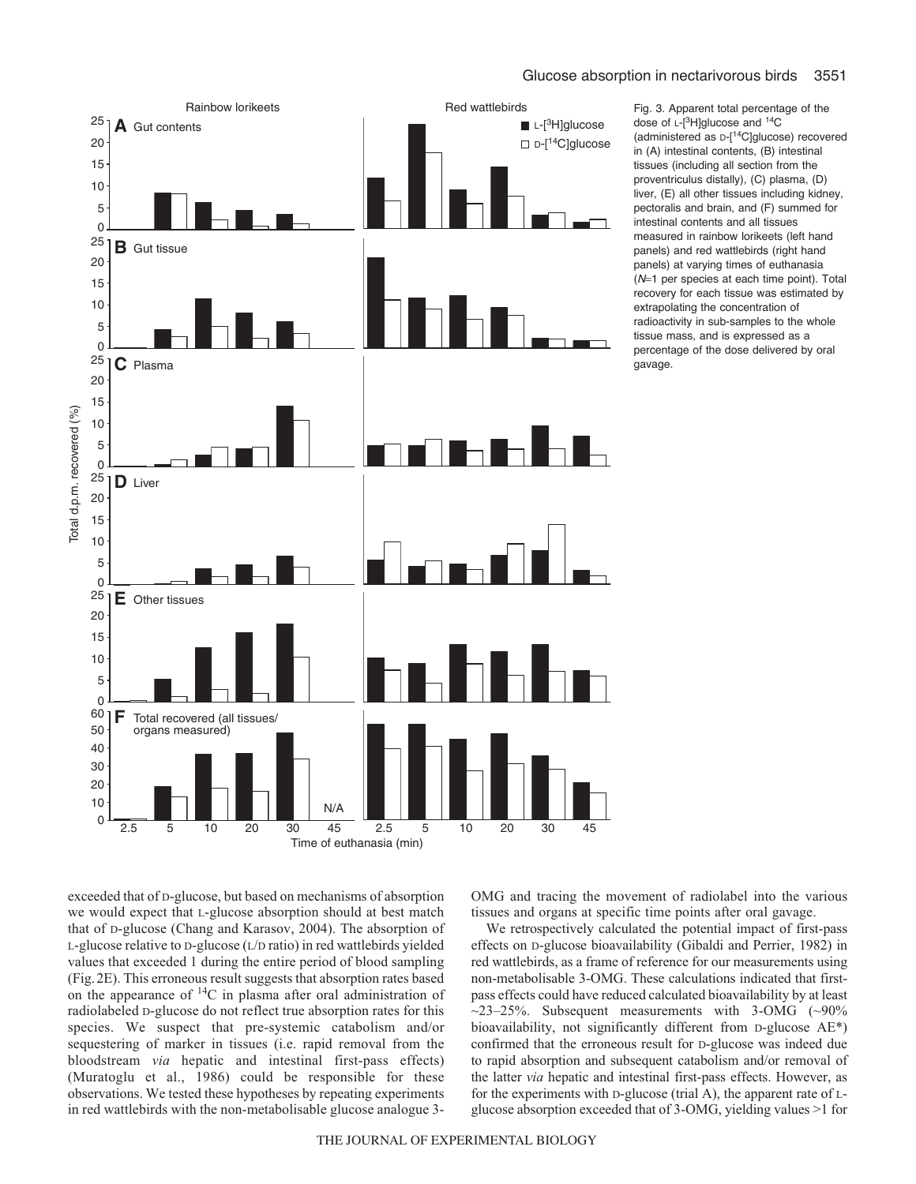Fig. 3. Apparent total percentage of the dose of L-[$^3$H]glucose and $^{14}$C (administered as D-[$^{14}$C]glucose) recovered in (A) intestinal contents, (B) intestinal tissues (including all section from the proventriculus distally), (C) plasma, (D) liver, (E) all other tissues including kidney, pectoralis and brain, and (F) summed for intestinal contents and all tissues measured in rainbow lorikeets (left hand panels) and red wattlebirds (right hand panels) at varying times of euthanasia ($N$=1 per species at each time point). Total recovery for each tissue was estimated by extrapolating the concentration of radioactivity in sub-samples to the whole tissue mass, and is expressed as a percentage of the dose delivered by oral gavage.

exceeded that of D-glucose, but based on mechanisms of absorption we would expect that L-glucose absorption should at best match that of D-glucose (Chang and Karasov, 2004). The absorption of L-glucose relative to D-glucose (L/D ratio) in red wattlebirds yielded values that exceeded 1 during the entire period of blood sampling (Fig. 2E). This erroneous result suggests that absorption rates based on the appearance of $^{14}$C in plasma after oral administration of radiolabeled D-glucose do not reflect true absorption rates for this species. We suspect that pre-systemic catabolism and/or sequestering of marker in tissues (i.e. rapid removal from the bloodstream *via* hepatic and intestinal first-pass effects) (Muratoglu et al., 1986) could be responsible for these observations. We tested these hypotheses by repeating experiments in red wattlebirds with the non-metabolisable glucose analogue 3-OMG and tracing the movement of radiolabel into the various tissues and organs at specific time points after oral gavage.

We retrospectively calculated the potential impact of first-pass effects on D-glucose bioavailability (Gibaldi and Perrier, 1982) in red wattlebirds, as a frame of reference for our measurements using non-metabolisable 3-OMG. These calculations indicated that first-pass effects could have reduced calculated bioavailability by at least ~23–25%. Subsequent measurements with 3-OMG (~90% bioavailability, not significantly different from D-glucose AE*) confirmed that the erroneous result for D-glucose was indeed due to rapid absorption and subsequent catabolism and/or removal of the latter *via* hepatic and intestinal first-pass effects. However, as for the experiments with D-glucose (trial A), the apparent rate of L-glucose absorption exceeded that of 3-OMG, yielding values >1 for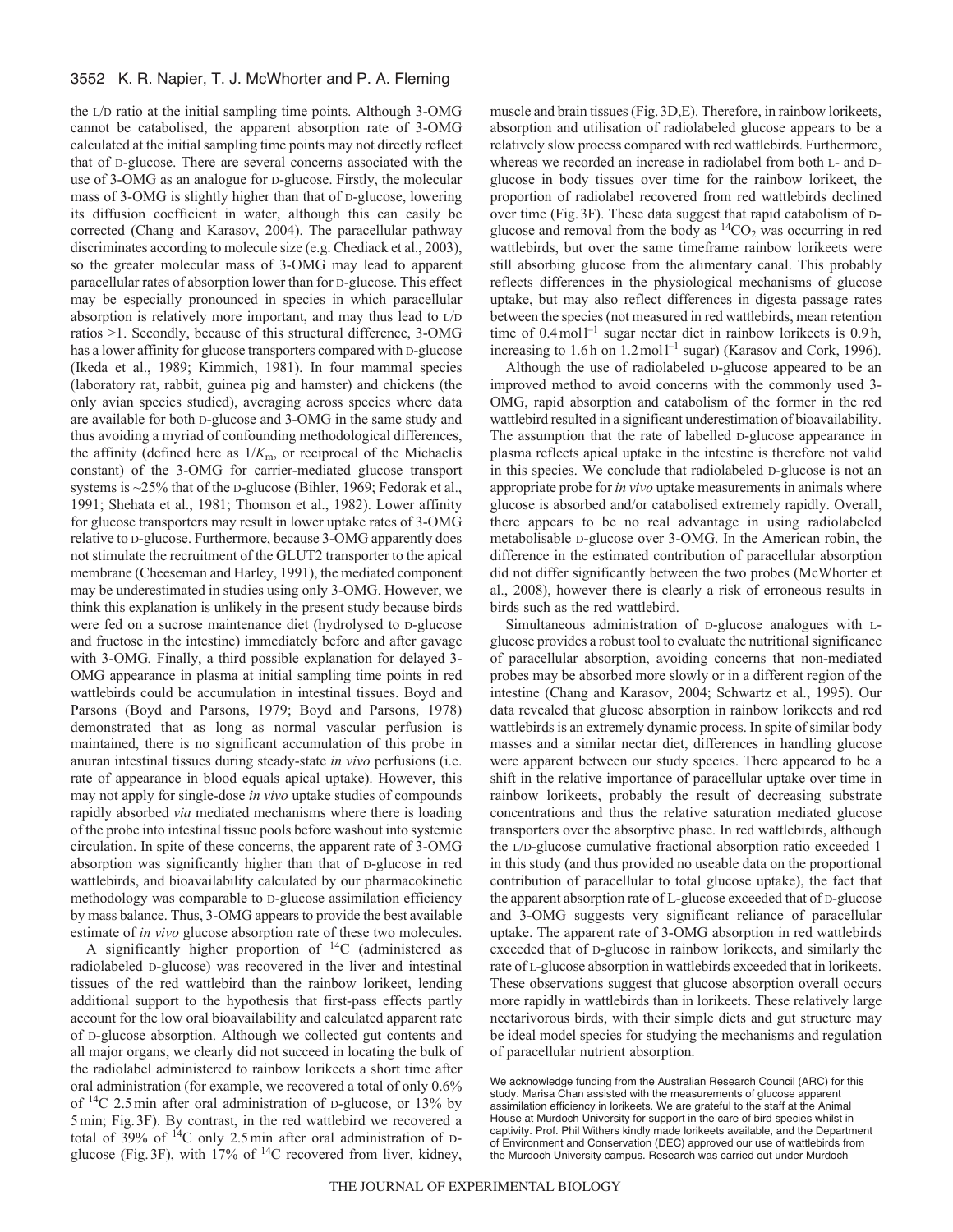the L/D ratio at the initial sampling time points. Although 3-OMG cannot be catabolised, the apparent absorption rate of 3-OMG calculated at the initial sampling time points may not directly reflect that of D-glucose. There are several concerns associated with the use of 3-OMG as an analogue for D-glucose. Firstly, the molecular mass of 3-OMG is slightly higher than that of D-glucose, lowering its diffusion coefficient in water, although this can easily be corrected (Chang and Karasov, 2004). The paracellular pathway discriminates according to molecule size (e.g. Chediack et al., 2003), so the greater molecular mass of 3-OMG may lead to apparent paracellular rates of absorption lower than for D-glucose. This effect may be especially pronounced in species in which paracellular absorption is relatively more important, and may thus lead to L/D ratios >1. Secondly, because of this structural difference, 3-OMG has a lower affinity for glucose transporters compared with D-glucose (Ikeda et al., 1989; Kimmich, 1981). In four mammal species (laboratory rat, rabbit, guinea pig and hamster) and chickens (the only avian species studied), averaging across species where data are available for both D-glucose and 3-OMG in the same study and thus avoiding a myriad of confounding methodological differences, the affinity (defined here as $1/K_m$, or reciprocal of the Michaelis constant) of the 3-OMG for carrier-mediated glucose transport systems is ~25% that of the D-glucose (Bihler, 1969; Fedorak et al., 1991; Shehata et al., 1981; Thomson et al., 1982). Lower affinity for glucose transporters may result in lower uptake rates of 3-OMG relative to D-glucose. Furthermore, because 3-OMG apparently does not stimulate the recruitment of the GLUT2 transporter to the apical membrane (Cheeseman and Harley, 1991), the mediated component may be underestimated in studies using only 3-OMG. However, we think this explanation is unlikely in the present study because birds were fed on a sucrose maintenance diet (hydrolysed to D-glucose and fructose in the intestine) immediately before and after gavage with 3-OMG. Finally, a third possible explanation for delayed 3-OMG appearance in plasma at initial sampling time points in red wattlebirds could be accumulation in intestinal tissues. Boyd and Parsons (Boyd and Parsons, 1979; Boyd and Parsons, 1978) demonstrated that as long as normal vascular perfusion is maintained, there is no significant accumulation of this probe in anuran intestinal tissues during steady-state *in vivo* perfusions (i.e. rate of appearance in blood equals apical uptake). However, this may not apply for single-dose *in vivo* uptake studies of compounds rapidly absorbed *via* mediated mechanisms where there is loading of the probe into intestinal tissue pools before washout into systemic circulation. In spite of these concerns, the apparent rate of 3-OMG absorption was significantly higher than that of D-glucose in red wattlebirds, and bioavailability calculated by our pharmacokinetic methodology was comparable to D-glucose assimilation efficiency by mass balance. Thus, 3-OMG appears to provide the best available estimate of *in vivo* glucose absorption rate of these two molecules.

A significantly higher proportion of $^{14}C$ (administered as radiolabeled D-glucose) was recovered in the liver and intestinal tissues of the red wattlebird than the rainbow lorikeet, lending additional support to the hypothesis that first-pass effects partly account for the low oral bioavailability and calculated apparent rate of D-glucose absorption. Although we collected gut contents and all major organs, we clearly did not succeed in locating the bulk of the radiolabel administered to rainbow lorikeets a short time after oral administration (for example, we recovered a total of only 0.6% of $^{14}C$ 2.5 min after oral administration of D-glucose, or 13% by 5 min; Fig. 3F). By contrast, in the red wattlebird we recovered a total of 39% of $^{14}C$ only 2.5 min after oral administration of D-glucose (Fig. 3F), with 17% of $^{14}C$ recovered from liver, kidney, muscle and brain tissues (Fig. 3D,E). Therefore, in rainbow lorikeets, absorption and utilisation of radiolabeled glucose appears to be a relatively slow process compared with red wattlebirds. Furthermore, whereas we recorded an increase in radiolabel from both L- and D-glucose in body tissues over time for the rainbow lorikeet, the proportion of radiolabel recovered from red wattlebirds declined over time (Fig. 3F). These data suggest that rapid catabolism of D-glucose and removal from the body as $^{14}CO_2$ was occurring in red wattlebirds, but over the same timeframe rainbow lorikeets were still absorbing glucose from the alimentary canal. This probably reflects differences in the physiological mechanisms of glucose uptake, but may also reflect differences in digesta passage rates between the species (not measured in red wattlebirds, mean retention time of 0.4 $mol\,l^{-1}$ sugar nectar diet in rainbow lorikeets is 0.9 h, increasing to 1.6 h on 1.2 $mol\,l^{-1}$ sugar) (Karasov and Cork, 1996).

Although the use of radiolabeled D-glucose appeared to be an improved method to avoid concerns with the commonly used 3-OMG, rapid absorption and catabolism of the former in the red wattlebird resulted in a significant underestimation of bioavailability. The assumption that the rate of labelled D-glucose appearance in plasma reflects apical uptake in the intestine is therefore not valid in this species. We conclude that radiolabeled D-glucose is not an appropriate probe for *in vivo* uptake measurements in animals where glucose is absorbed and/or catabolised extremely rapidly. Overall, there appears to be no real advantage in using radiolabeled metabolisable D-glucose over 3-OMG. In the American robin, the difference in the estimated contribution of paracellular absorption did not differ significantly between the two probes (McWhorter et al., 2008), however there is clearly a risk of erroneous results in birds such as the red wattlebird.

Simultaneous administration of D-glucose analogues with L-glucose provides a robust tool to evaluate the nutritional significance of paracellular absorption, avoiding concerns that non-mediated probes may be absorbed more slowly or in a different region of the intestine (Chang and Karasov, 2004; Schwartz et al., 1995). Our data revealed that glucose absorption in rainbow lorikeets and red wattlebirds is an extremely dynamic process. In spite of similar body masses and a similar nectar diet, differences in handling glucose were apparent between our study species. There appeared to be a shift in the relative importance of paracellular uptake over time in rainbow lorikeets, probably the result of decreasing substrate concentrations and thus the relative saturation mediated glucose transporters over the absorptive phase. In red wattlebirds, although the L/D-glucose cumulative fractional absorption ratio exceeded 1 in this study (and thus provided no useable data on the proportional contribution of paracellular to total glucose uptake), the fact that the apparent absorption rate of L-glucose exceeded that of D-glucose and 3-OMG suggests very significant reliance of paracellular uptake. The apparent rate of 3-OMG absorption in red wattlebirds exceeded that of D-glucose in rainbow lorikeets, and similarly the rate of L-glucose absorption in wattlebirds exceeded that in lorikeets. These observations suggest that glucose absorption overall occurs more rapidly in wattlebirds than in lorikeets. These relatively large nectarivorous birds, with their simple diets and gut structure may be ideal model species for studying the mechanisms and regulation of paracellular nutrient absorption.

We acknowledge funding from the Australian Research Council (ARC) for this study. Marisa Chan assisted with the measurements of glucose apparent assimilation efficiency in lorikeets. We are grateful to the staff at the Animal House at Murdoch University for support in the care of bird species whilst in captivity. Prof. Phil Withers kindly made lorikeets available, and the Department of Environment and Conservation (DEC) approved our use of wattlebirds from the Murdoch University campus. Research was carried out under Murdoch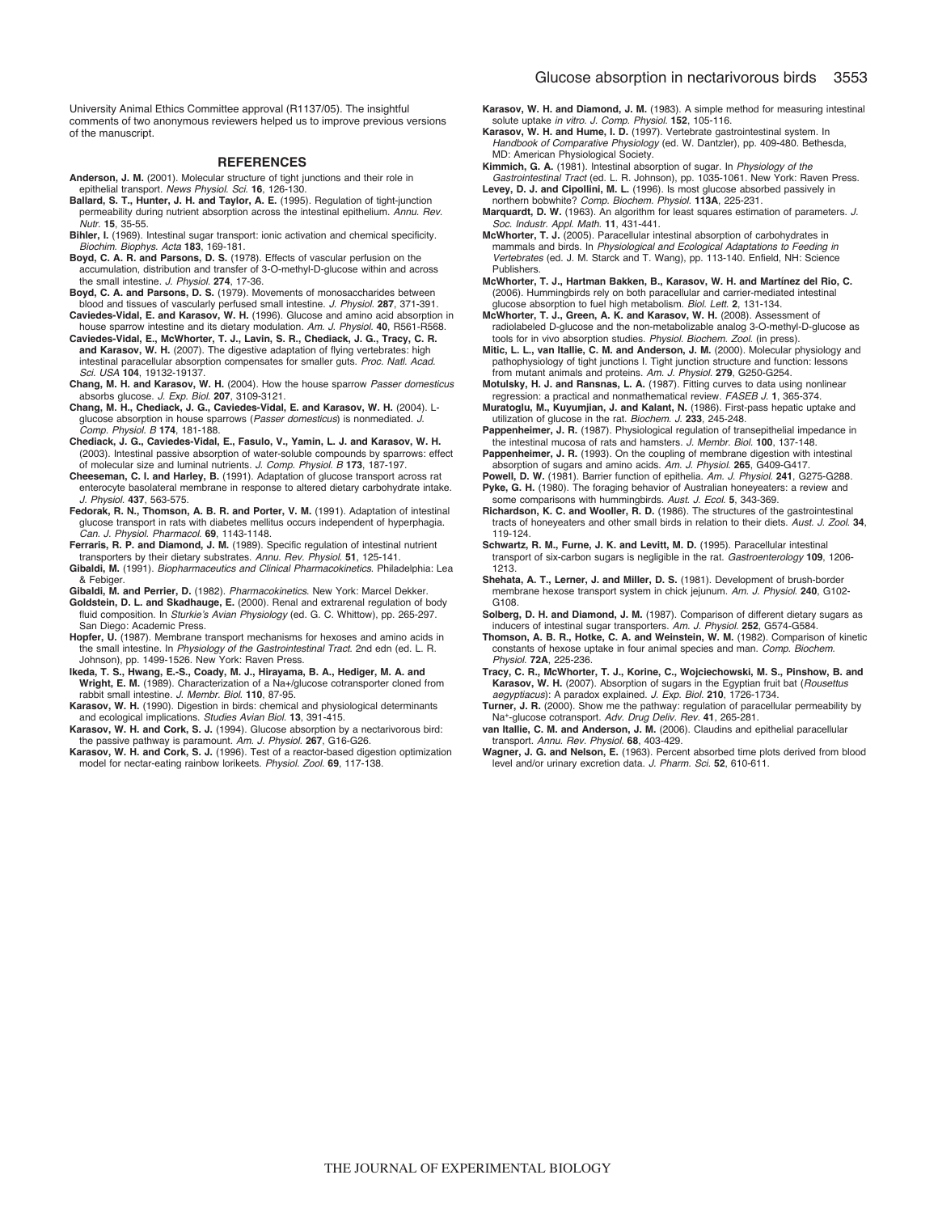University Animal Ethics Committee approval (R1137/05). The insightful comments of two anonymous reviewers helped us to improve previous versions of the manuscript.

## REFERENCES

**Anderson, J. M.** (2001). Molecular structure of tight junctions and their role in epithelial transport. *News Physiol. Sci.* **16**, 126-130.

**Ballard, S. T., Hunter, J. H. and Taylor, A. E.** (1995). Regulation of tight-junction permeability during nutrient absorption across the intestinal epithelium. *Annu. Rev. Nutr.* **15**, 35-55.

**Bihler, I.** (1969). Intestinal sugar transport: ionic activation and chemical specificity. *Biochim. Biophys. Acta* **183**, 169-181.

**Boyd, C. A. R. and Parsons, D. S.** (1978). Effects of vascular perfusion on the accumulation, distribution and transfer of 3-O-methyl-D-glucose within and across the small intestine. *J. Physiol.* **274**, 17-36.

**Boyd, C. A. and Parsons, D. S.** (1979). Movements of monosaccharides between blood and tissues of vascularly perfused small intestine. *J. Physiol.* **287**, 371-391.

**Caviedes-Vidal, E. and Karasov, W. H.** (1996). Glucose and amino acid absorption in house sparrow intestine and its dietary modulation. *Am. J. Physiol.* **40**, R561-R568.

**Caviedes-Vidal, E., McWhorter, T. J., Lavin, S. R., Chediack, J. G., Tracy, C. R. and Karasov, W. H.** (2007). The digestive adaptation of flying vertebrates: high intestinal paracellular absorption compensates for smaller guts. *Proc. Natl. Acad. Sci. USA* **104**, 19132-19137.

**Chang, M. H. and Karasov, W. H.** (2004). How the house sparrow *Passer domesticus* absorbs glucose. *J. Exp. Biol.* **207**, 3109-3121.

**Chang, M. H., Chediack, J. G., Caviedes-Vidal, E. and Karasov, W. H.** (2004). L-glucose absorption in house sparrows (*Passer domesticus*) is nonmediated. *J. Comp. Physiol. B* **174**, 181-188.

**Chediack, J. G., Caviedes-Vidal, E., Fasulo, V., Yamin, L. J. and Karasov, W. H.** (2003). Intestinal passive absorption of water-soluble compounds by sparrows: effect of molecular size and luminal nutrients. *J. Comp. Physiol. B* **173**, 187-197.

**Cheeseman, C. I. and Harley, B.** (1991). Adaptation of glucose transport across rat enterocyte basolateral membrane in response to altered dietary carbohydrate intake. *J. Physiol.* **437**, 563-575.

**Fedorak, R. N., Thomson, A. B. R. and Porter, V. M.** (1991). Adaptation of intestinal glucose transport in rats with diabetes mellitus occurs independent of hyperphagia. *Can. J. Physiol. Pharmacol.* **69**, 1143-1148.

**Ferraris, R. P. and Diamond, J. M.** (1989). Specific regulation of intestinal nutrient transporters by their dietary substrates. *Annu. Rev. Physiol.* **51**, 125-141.

**Gibaldi, M.** (1991). *Biopharmaceutics and Clinical Pharmacokinetics*. Philadelphia: Lea & Febiger.

**Gibaldi, M. and Perrier, D.** (1982). *Pharmacokinetics*. New York: Marcel Dekker.

**Goldstein, D. L. and Skadhauge, E.** (2000). Renal and extrarenal regulation of body fluid composition. In *Sturkie's Avian Physiology* (ed. G. C. Whittow), pp. 265-297. San Diego: Academic Press.

**Hopfer, U.** (1987). Membrane transport mechanisms for hexoses and amino acids in the small intestine. In *Physiology of the Gastrointestinal Tract*. 2nd edn (ed. L. R. Johnson), pp. 1499-1526. New York: Raven Press.

**Ikeda, T. S., Hwang, E.-S., Coady, M. J., Hirayama, B. A., Hediger, M. A. and Wright, E. M.** (1989). Characterization of a Na+/glucose cotransporter cloned from rabbit small intestine. *J. Membr. Biol.* **110**, 87-95.

**Karasov, W. H.** (1990). Digestion in birds: chemical and physiological determinants and ecological implications. *Studies Avian Biol.* **13**, 391-415.

**Karasov, W. H. and Cork, S. J.** (1994). Glucose absorption by a nectarivorous bird: the passive pathway is paramount. *Am. J. Physiol.* **267**, G16-G26.

**Karasov, W. H. and Cork, S. J.** (1996). Test of a reactor-based digestion optimization model for nectar-eating rainbow lorikeets. *Physiol. Zool.* **69**, 117-138.

**Karasov, W. H. and Diamond, J. M.** (1983). A simple method for measuring intestinal solute uptake *in vitro*. *J. Comp. Physiol.* **152**, 105-116.

**Karasov, W. H. and Hume, I. D.** (1997). Vertebrate gastrointestinal system. In *Handbook of Comparative Physiology* (ed. W. Dantzler), pp. 409-480. Bethesda, MD: American Physiological Society.

**Kimmich, G. A.** (1981). Intestinal absorption of sugar. In *Physiology of the Gastrointestinal Tract* (ed. L. R. Johnson), pp. 1035-1061. New York: Raven Press.

**Levey, D. J. and Cipollini, M. L.** (1996). Is most glucose absorbed passively in northern bobwhite? *Comp. Biochem. Physiol.* **113A**, 225-231.

**Marquardt, D. W.** (1963). An algorithm for least squares estimation of parameters. *J. Soc. Industr. Appl. Math.* **11**, 431-441.

**McWhorter, T. J.** (2005). Paracellular intestinal absorption of carbohydrates in mammals and birds. In *Physiological and Ecological Adaptations to Feeding in Vertebrates* (ed. J. M. Starck and T. Wang), pp. 113-140. Enfield, NH: Science Publishers.

**McWhorter, T. J., Hartman Bakken, B., Karasov, W. H. and Martínez del Rio, C.** (2006). Hummingbirds rely on both paracellular and carrier-mediated intestinal glucose absorption to fuel high metabolism. *Biol. Lett.* **2**, 131-134.

**McWhorter, T. J., Green, A. K. and Karasov, W. H.** (2008). Assessment of radiolabeled D-glucose and the non-metabolizable analog 3-O-methyl-D-glucose as tools for in vivo absorption studies. *Physiol. Biochem. Zool.* (in press).

**Mitic, L. L., van Itallie, C. M. and Anderson, J. M.** (2000). Molecular physiology and pathophysiology of tight junctions I. Tight junction structure and function: lessons from mutant animals and proteins. *Am. J. Physiol.* **279**, G250-G254.

**Motulsky, H. J. and Ransnas, L. A.** (1987). Fitting curves to data using nonlinear regression: a practical and nonmathematical review. *FASEB J.* **1**, 365-374.

**Muratoglu, M., Kuyumjian, J. and Kalant, N.** (1986). First-pass hepatic uptake and utilization of glucose in the rat. *Biochem. J.* **233**, 245-248.

**Pappenheimer, J. R.** (1987). Physiological regulation of transepithelial impedance in the intestinal mucosa of rats and hamsters. *J. Membr. Biol.* **100**, 137-148.

**Pappenheimer, J. R.** (1993). On the coupling of membrane digestion with intestinal absorption of sugars and amino acids. *Am. J. Physiol.* **265**, G409-G417.

**Powell, D. W.** (1981). Barrier function of epithelia. *Am. J. Physiol.* **241**, G275-G288.

**Pyke, G. H.** (1980). The foraging behavior of Australian honeyeaters: a review and some comparisons with hummingbirds. *Aust. J. Ecol.* **5**, 343-369.

**Richardson, K. C. and Wooller, R. D.** (1986). The structures of the gastrointestinal tracts of honeyeaters and other small birds in relation to their diets. *Aust. J. Zool.* **34**, 119-124.

**Schwartz, R. M., Furne, J. K. and Levitt, M. D.** (1995). Paracellular intestinal transport of six-carbon sugars is negligible in the rat. *Gastroenterology* **109**, 1206-1213.

**Shehata, A. T., Lerner, J. and Miller, D. S.** (1981). Development of brush-border membrane hexose transport system in chick jejunum. *Am. J. Physiol.* **240**, G102-G108.

**Solberg, D. H. and Diamond, J. M.** (1987). Comparison of different dietary sugars as inducers of intestinal sugar transporters. *Am. J. Physiol.* **252**, G574-G584.

**Thomson, A. B. R., Hotke, C. A. and Weinstein, W. M.** (1982). Comparison of kinetic constants of hexose uptake in four animal species and man. *Comp. Biochem. Physiol.* **72A**, 225-236.

**Tracy, C. R., McWhorter, T. J., Korine, C., Wojciechowski, M. S., Pinshow, B. and Karasov, W. H.** (2007). Absorption of sugars in the Egyptian fruit bat (*Rousettus aegyptiacus*): A paradox explained. *J. Exp. Biol.* **210**, 1726-1734.

**Turner, J. R.** (2000). Show me the pathway: regulation of paracellular permeability by $Na^+$-glucose cotransport. *Adv. Drug Deliv. Rev.* **41**, 265-281.

**van Itallie, C. M. and Anderson, J. M.** (2006). Claudins and epithelial paracellular transport. *Annu. Rev. Physiol.* **68**, 403-429.

**Wagner, J. G. and Nelson, E.** (1963). Percent absorbed time plots derived from blood level and/or urinary excretion data. *J. Pharm. Sci.* **52**, 610-611.